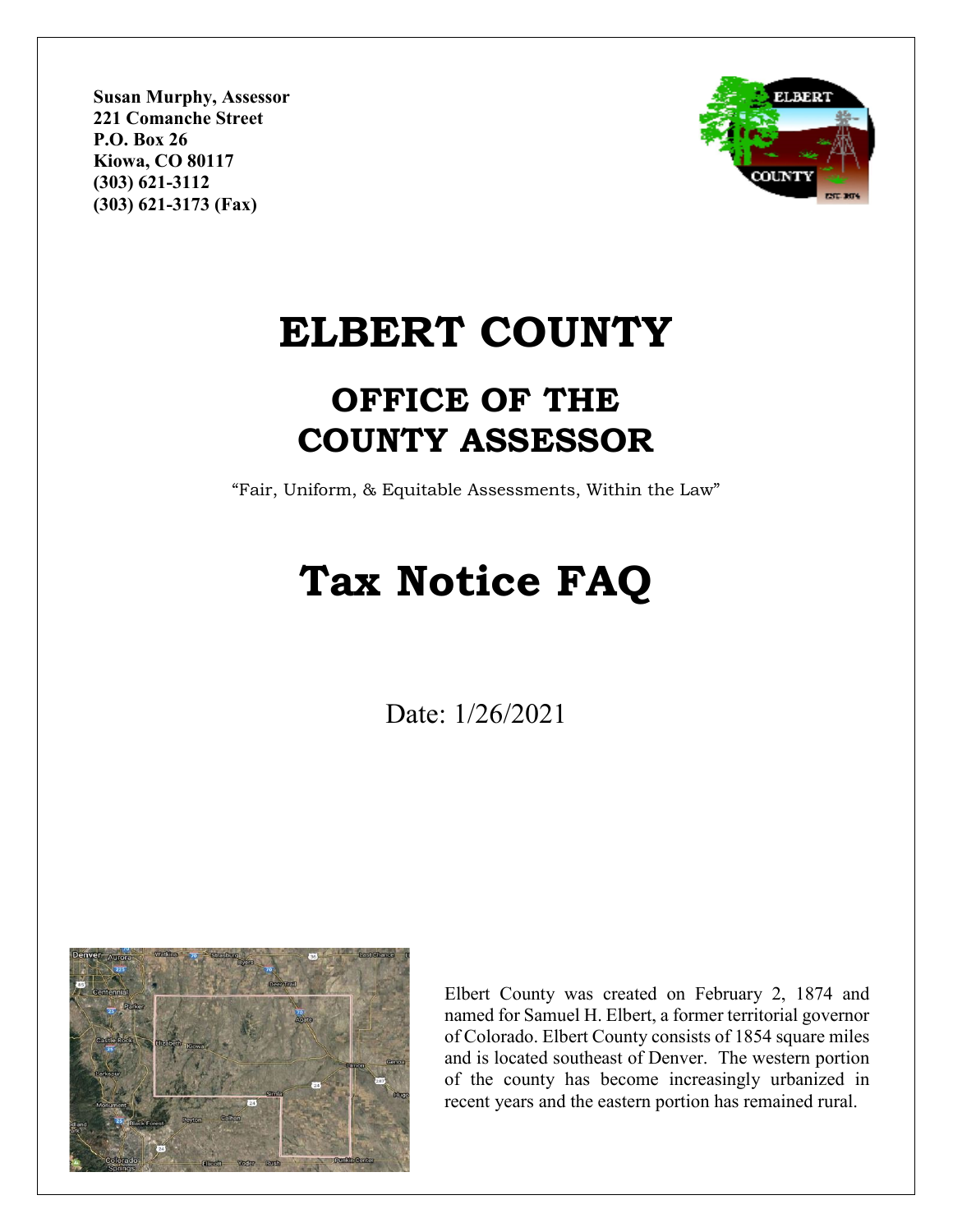**Susan Murphy, Assessor**
**221 Comanche Street**
**P.O. Box 26**
**Kiowa, CO 80117**
**(303) 621-3112**
**(303) 621-3173 (Fax)**

# ELBERT COUNTY

## OFFICE OF THE COUNTY ASSESSOR

"Fair, Uniform, & Equitable Assessments, Within the Law"

# Tax Notice FAQ

Date: 1/26/2021

Elbert County was created on February 2, 1874 and named for Samuel H. Elbert, a former territorial governor of Colorado. Elbert County consists of 1854 square miles and is located southeast of Denver. The western portion of the county has become increasingly urbanized in recent years and the eastern portion has remained rural.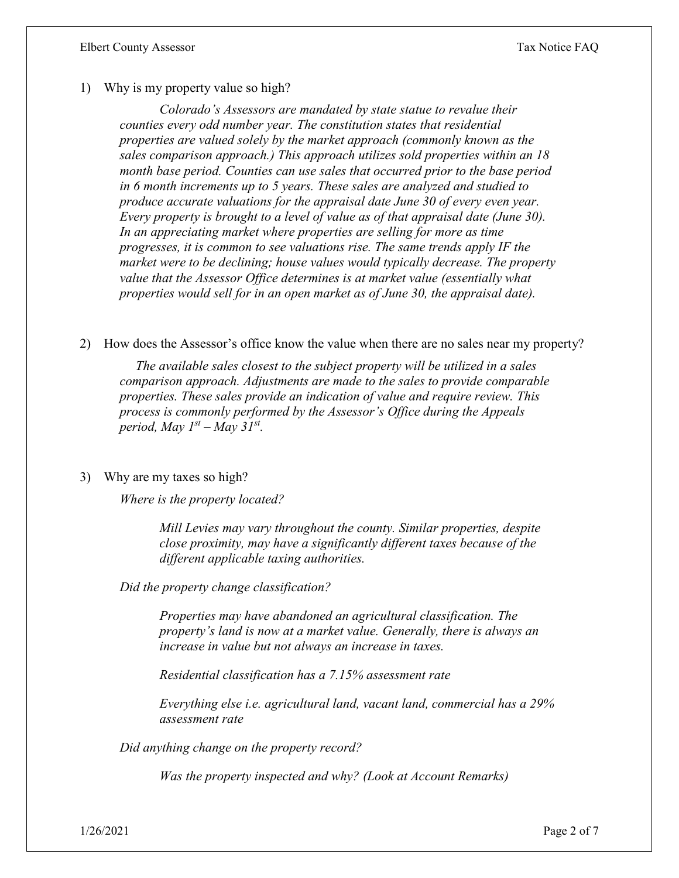1) Why is my property value so high?

   *Colorado's Assessors are mandated by state statue to revalue their counties every odd number year. The constitution states that residential properties are valued solely by the market approach (commonly known as the sales comparison approach.) This approach utilizes sold properties within an 18 month base period. Counties can use sales that occurred prior to the base period in 6 month increments up to 5 years. These sales are analyzed and studied to produce accurate valuations for the appraisal date June 30 of every even year. Every property is brought to a level of value as of that appraisal date (June 30). In an appreciating market where properties are selling for more as time progresses, it is common to see valuations rise. The same trends apply IF the market were to be declining; house values would typically decrease. The property value that the Assessor Office determines is at market value (essentially what properties would sell for in an open market as of June 30, the appraisal date).*

2) How does the Assessor's office know the value when there are no sales near my property?

   *The available sales closest to the subject property will be utilized in a sales comparison approach. Adjustments are made to the sales to provide comparable properties. These sales provide an indication of value and require review. This process is commonly performed by the Assessor's Office during the Appeals period, May 1st – May 31st.*

3) Why are my taxes so high?

   *Where is the property located?*

   > *Mill Levies may vary throughout the county. Similar properties, despite close proximity, may have a significantly different taxes because of the different applicable taxing authorities.*

   *Did the property change classification?*

   > *Properties may have abandoned an agricultural classification. The property's land is now at a market value. Generally, there is always an increase in value but not always an increase in taxes.*
   >
   > *Residential classification has a 7.15% assessment rate*
   >
   > *Everything else i.e. agricultural land, vacant land, commercial has a 29% assessment rate*

   *Did anything change on the property record?*

   > *Was the property inspected and why? (Look at Account Remarks)*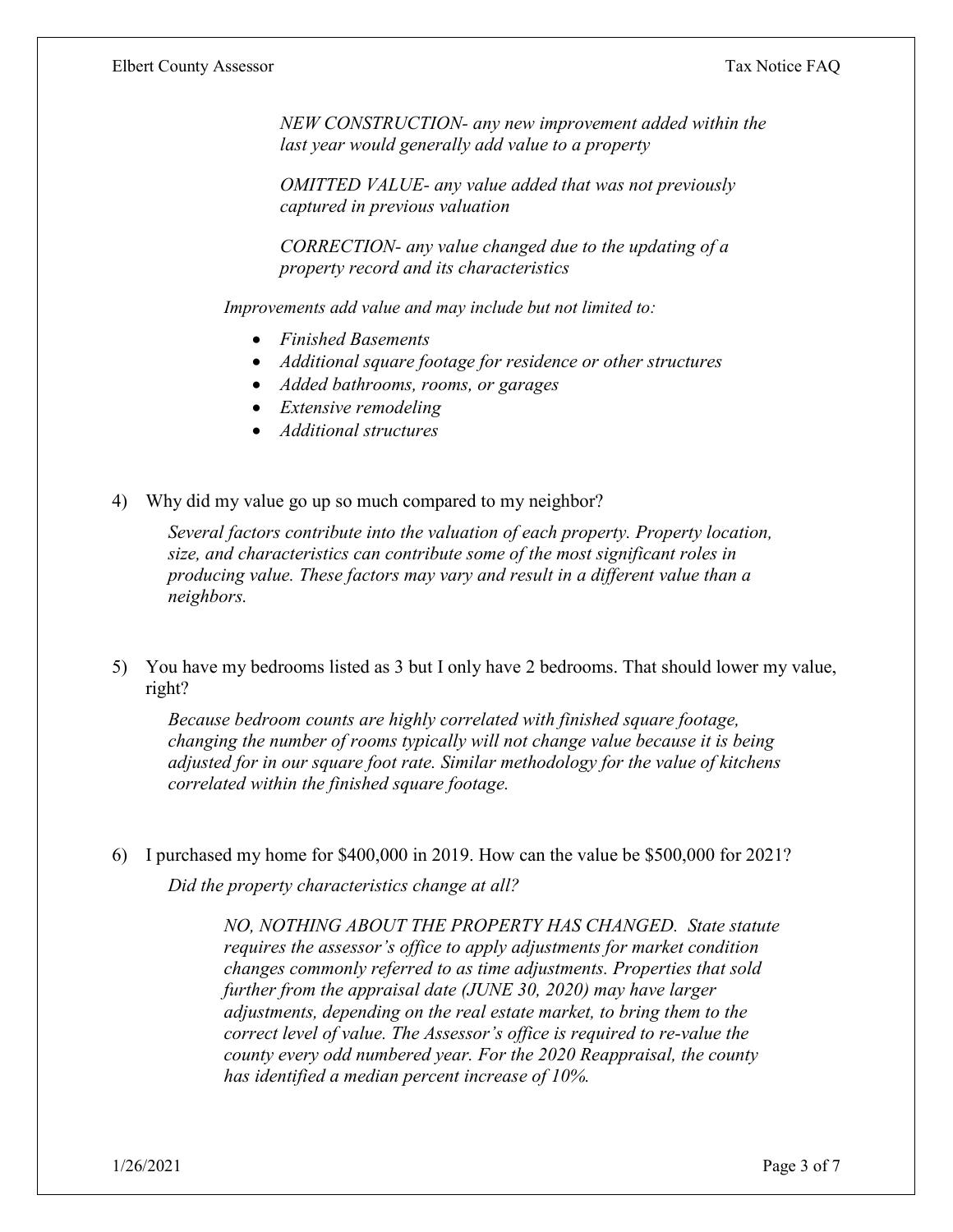*NEW CONSTRUCTION- any new improvement added within the last year would generally add value to a property*

*OMITTED VALUE- any value added that was not previously captured in previous valuation*

*CORRECTION- any value changed due to the updating of a property record and its characteristics*

*Improvements add value and may include but not limited to:*

- *Finished Basements*
- *Additional square footage for residence or other structures*
- *Added bathrooms, rooms, or garages*
- *Extensive remodeling*
- *Additional structures*

4) Why did my value go up so much compared to my neighbor?

   *Several factors contribute into the valuation of each property. Property location, size, and characteristics can contribute some of the most significant roles in producing value. These factors may vary and result in a different value than a neighbors.*

5) You have my bedrooms listed as 3 but I only have 2 bedrooms. That should lower my value, right?

   *Because bedroom counts are highly correlated with finished square footage, changing the number of rooms typically will not change value because it is being adjusted for in our square foot rate. Similar methodology for the value of kitchens correlated within the finished square footage.*

6) I purchased my home for $400,000 in 2019. How can the value be $500,000 for 2021?

   *Did the property characteristics change at all?*

   *NO, NOTHING ABOUT THE PROPERTY HAS CHANGED. State statute requires the assessor's office to apply adjustments for market condition changes commonly referred to as time adjustments. Properties that sold further from the appraisal date (JUNE 30, 2020) may have larger adjustments, depending on the real estate market, to bring them to the correct level of value. The Assessor's office is required to re-value the county every odd numbered year. For the 2020 Reappraisal, the county has identified a median percent increase of 10%.*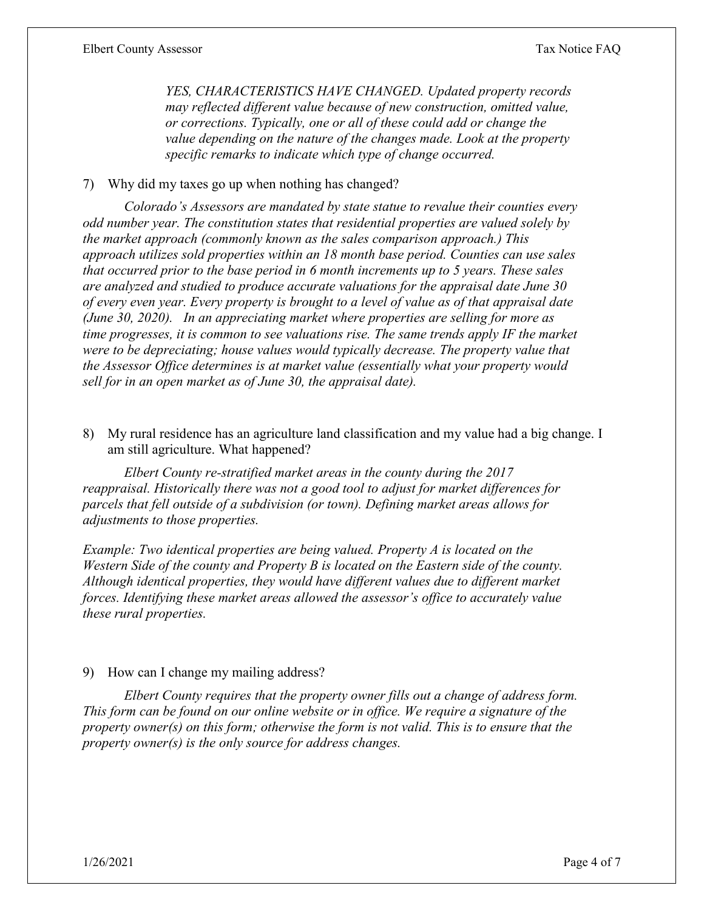*YES, CHARACTERISTICS HAVE CHANGED. Updated property records may reflected different value because of new construction, omitted value, or corrections. Typically, one or all of these could add or change the value depending on the nature of the changes made. Look at the property specific remarks to indicate which type of change occurred.*

7) Why did my taxes go up when nothing has changed?

*Colorado's Assessors are mandated by state statue to revalue their counties every odd number year. The constitution states that residential properties are valued solely by the market approach (commonly known as the sales comparison approach.) This approach utilizes sold properties within an 18 month base period. Counties can use sales that occurred prior to the base period in 6 month increments up to 5 years. These sales are analyzed and studied to produce accurate valuations for the appraisal date June 30 of every even year. Every property is brought to a level of value as of that appraisal date (June 30, 2020). In an appreciating market where properties are selling for more as time progresses, it is common to see valuations rise. The same trends apply IF the market were to be depreciating; house values would typically decrease. The property value that the Assessor Office determines is at market value (essentially what your property would sell for in an open market as of June 30, the appraisal date).*

8) My rural residence has an agriculture land classification and my value had a big change. I am still agriculture. What happened?

*Elbert County re-stratified market areas in the county during the 2017 reappraisal. Historically there was not a good tool to adjust for market differences for parcels that fell outside of a subdivision (or town). Defining market areas allows for adjustments to those properties.*

*Example: Two identical properties are being valued. Property A is located on the Western Side of the county and Property B is located on the Eastern side of the county. Although identical properties, they would have different values due to different market forces. Identifying these market areas allowed the assessor's office to accurately value these rural properties.*

9) How can I change my mailing address?

*Elbert County requires that the property owner fills out a change of address form. This form can be found on our online website or in office. We require a signature of the property owner(s) on this form; otherwise the form is not valid. This is to ensure that the property owner(s) is the only source for address changes.*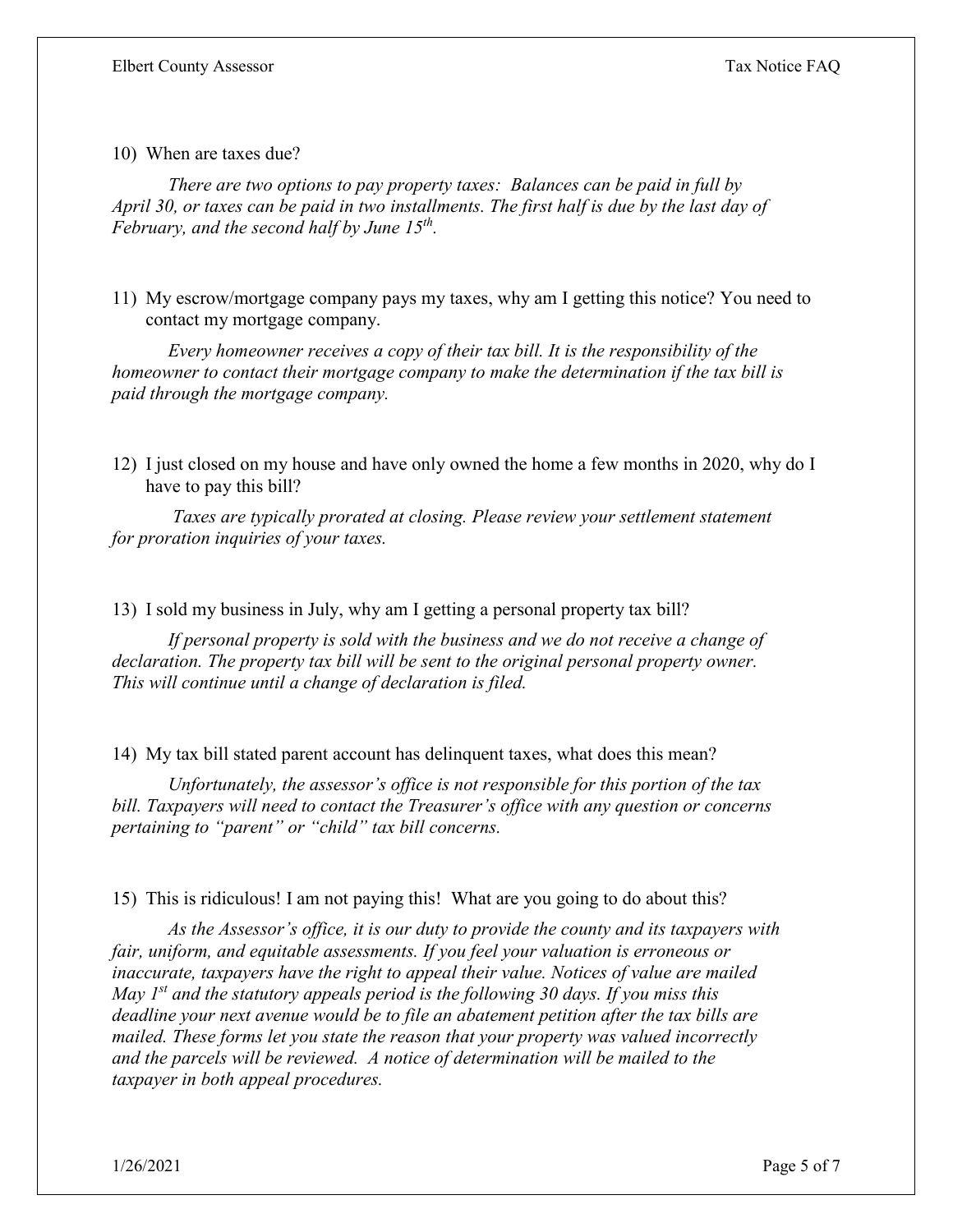10) When are taxes due?

*There are two options to pay property taxes: Balances can be paid in full by April 30, or taxes can be paid in two installments. The first half is due by the last day of February, and the second half by June 15th.*

11) My escrow/mortgage company pays my taxes, why am I getting this notice? You need to contact my mortgage company.

*Every homeowner receives a copy of their tax bill. It is the responsibility of the homeowner to contact their mortgage company to make the determination if the tax bill is paid through the mortgage company.*

12) I just closed on my house and have only owned the home a few months in 2020, why do I have to pay this bill?

*Taxes are typically prorated at closing. Please review your settlement statement for proration inquiries of your taxes.*

13) I sold my business in July, why am I getting a personal property tax bill?

*If personal property is sold with the business and we do not receive a change of declaration. The property tax bill will be sent to the original personal property owner. This will continue until a change of declaration is filed.*

14) My tax bill stated parent account has delinquent taxes, what does this mean?

*Unfortunately, the assessor's office is not responsible for this portion of the tax bill. Taxpayers will need to contact the Treasurer's office with any question or concerns pertaining to "parent" or "child" tax bill concerns.*

15) This is ridiculous! I am not paying this! What are you going to do about this?

*As the Assessor's office, it is our duty to provide the county and its taxpayers with fair, uniform, and equitable assessments. If you feel your valuation is erroneous or inaccurate, taxpayers have the right to appeal their value. Notices of value are mailed May 1st and the statutory appeals period is the following 30 days. If you miss this deadline your next avenue would be to file an abatement petition after the tax bills are mailed. These forms let you state the reason that your property was valued incorrectly and the parcels will be reviewed. A notice of determination will be mailed to the taxpayer in both appeal procedures.*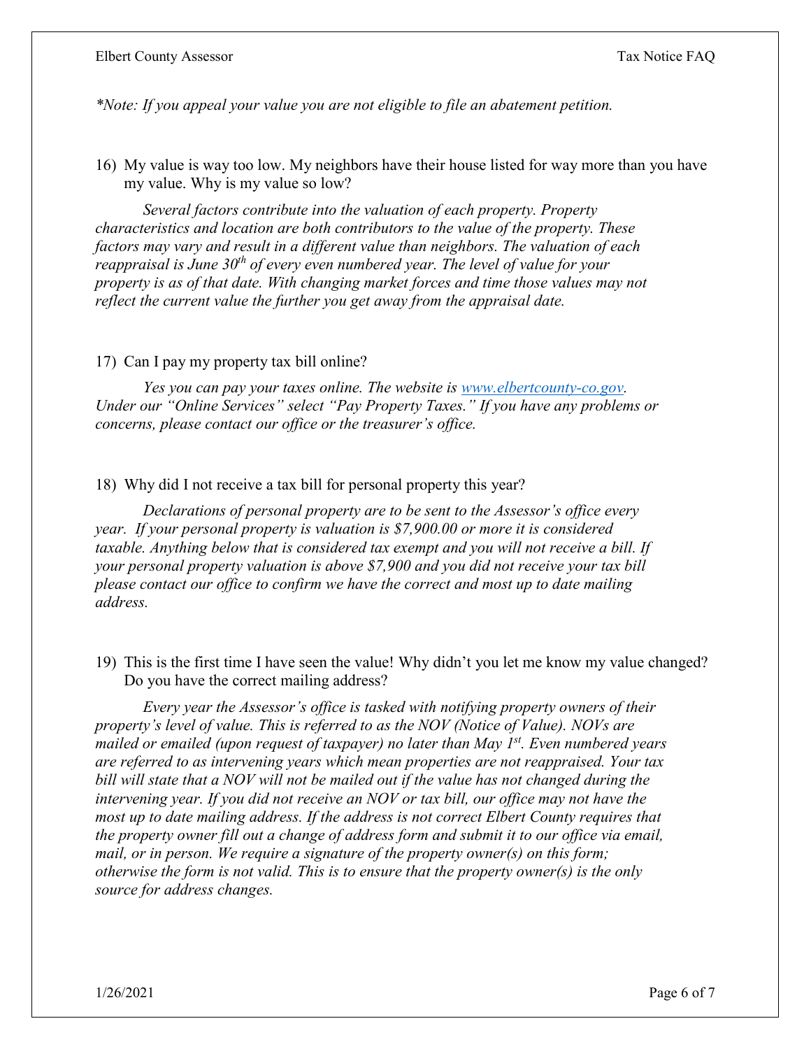*\*Note: If you appeal your value you are not eligible to file an abatement petition.*

16) My value is way too low. My neighbors have their house listed for way more than you have my value. Why is my value so low?

*Several factors contribute into the valuation of each property. Property characteristics and location are both contributors to the value of the property. These factors may vary and result in a different value than neighbors. The valuation of each reappraisal is June 30th of every even numbered year. The level of value for your property is as of that date. With changing market forces and time those values may not reflect the current value the further you get away from the appraisal date.*

17) Can I pay my property tax bill online?

*Yes you can pay your taxes online. The website is [www.elbertcounty-co.gov](www.elbertcounty-co.gov). Under our "Online Services" select "Pay Property Taxes." If you have any problems or concerns, please contact our office or the treasurer's office.*

18) Why did I not receive a tax bill for personal property this year?

*Declarations of personal property are to be sent to the Assessor's office every year. If your personal property is valuation is $7,900.00 or more it is considered taxable. Anything below that is considered tax exempt and you will not receive a bill. If your personal property valuation is above $7,900 and you did not receive your tax bill please contact our office to confirm we have the correct and most up to date mailing address.*

19) This is the first time I have seen the value! Why didn't you let me know my value changed? Do you have the correct mailing address?

*Every year the Assessor's office is tasked with notifying property owners of their property's level of value. This is referred to as the NOV (Notice of Value). NOVs are mailed or emailed (upon request of taxpayer) no later than May 1st. Even numbered years are referred to as intervening years which mean properties are not reappraised. Your tax bill will state that a NOV will not be mailed out if the value has not changed during the intervening year. If you did not receive an NOV or tax bill, our office may not have the most up to date mailing address. If the address is not correct Elbert County requires that the property owner fill out a change of address form and submit it to our office via email, mail, or in person. We require a signature of the property owner(s) on this form; otherwise the form is not valid. This is to ensure that the property owner(s) is the only source for address changes.*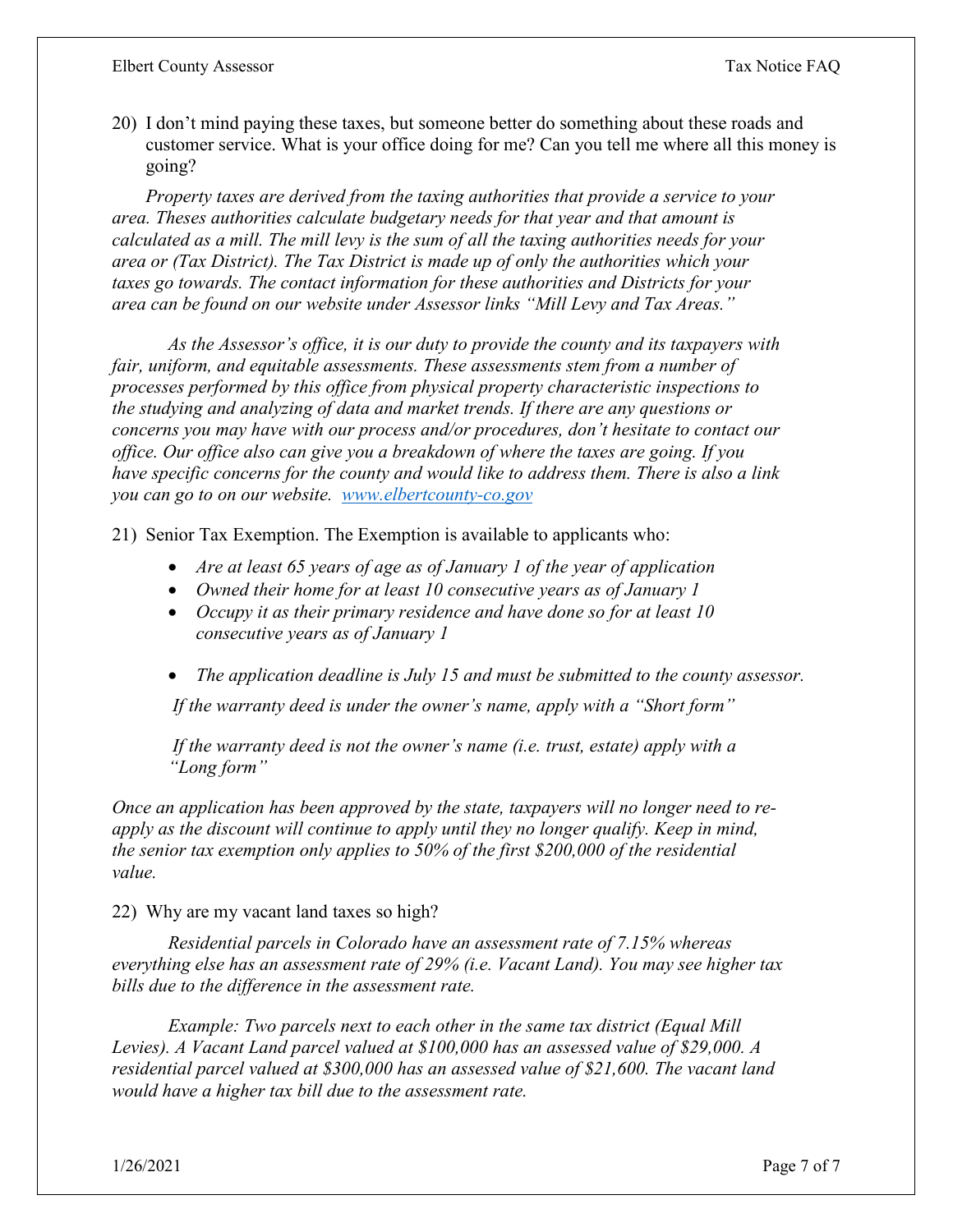20) I don't mind paying these taxes, but someone better do something about these roads and customer service. What is your office doing for me? Can you tell me where all this money is going?

*Property taxes are derived from the taxing authorities that provide a service to your area. Theses authorities calculate budgetary needs for that year and that amount is calculated as a mill. The mill levy is the sum of all the taxing authorities needs for your area or (Tax District). The Tax District is made up of only the authorities which your taxes go towards. The contact information for these authorities and Districts for your area can be found on our website under Assessor links "Mill Levy and Tax Areas."*

*As the Assessor's office, it is our duty to provide the county and its taxpayers with fair, uniform, and equitable assessments. These assessments stem from a number of processes performed by this office from physical property characteristic inspections to the studying and analyzing of data and market trends. If there are any questions or concerns you may have with our process and/or procedures, don't hesitate to contact our office. Our office also can give you a breakdown of where the taxes are going. If you have specific concerns for the county and would like to address them. There is also a link you can go to on our website. [www.elbertcounty-co.gov](http://www.elbertcounty-co.gov)*

21) Senior Tax Exemption. The Exemption is available to applicants who:

- *Are at least 65 years of age as of January 1 of the year of application*
- *Owned their home for at least 10 consecutive years as of January 1*
- *Occupy it as their primary residence and have done so for at least 10 consecutive years as of January 1*
- *The application deadline is July 15 and must be submitted to the county assessor.*

*If the warranty deed is under the owner's name, apply with a "Short form"*

*If the warranty deed is not the owner's name (i.e. trust, estate) apply with a "Long form"*

*Once an application has been approved by the state, taxpayers will no longer need to re-apply as the discount will continue to apply until they no longer qualify. Keep in mind, the senior tax exemption only applies to 50% of the first $200,000 of the residential value.*

22) Why are my vacant land taxes so high?

*Residential parcels in Colorado have an assessment rate of 7.15% whereas everything else has an assessment rate of 29% (i.e. Vacant Land). You may see higher tax bills due to the difference in the assessment rate.*

*Example: Two parcels next to each other in the same tax district (Equal Mill Levies). A Vacant Land parcel valued at $100,000 has an assessed value of $29,000. A residential parcel valued at $300,000 has an assessed value of $21,600. The vacant land would have a higher tax bill due to the assessment rate.*